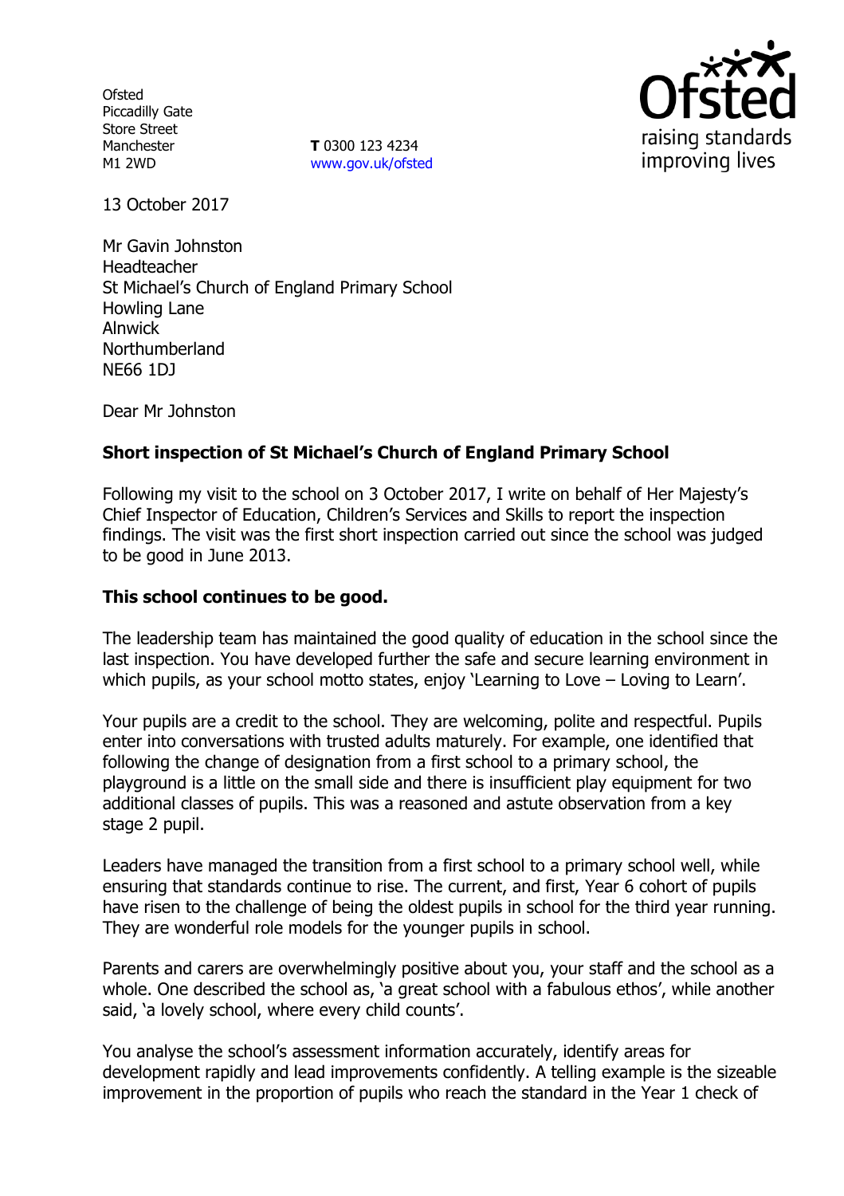Ofsted
Piccadilly Gate
Store Street
Manchester
M1 2WD

**T** 0300 123 4234
www.gov.uk/ofsted

13 October 2017

Mr Gavin Johnston
Headteacher
St Michael's Church of England Primary School
Howling Lane
Alnwick
Northumberland
NE66 1DJ

Dear Mr Johnston

**Short inspection of St Michael's Church of England Primary School**

Following my visit to the school on 3 October 2017, I write on behalf of Her Majesty's Chief Inspector of Education, Children's Services and Skills to report the inspection findings. The visit was the first short inspection carried out since the school was judged to be good in June 2013.

**This school continues to be good.**

The leadership team has maintained the good quality of education in the school since the last inspection. You have developed further the safe and secure learning environment in which pupils, as your school motto states, enjoy 'Learning to Love – Loving to Learn'.

Your pupils are a credit to the school. They are welcoming, polite and respectful. Pupils enter into conversations with trusted adults maturely. For example, one identified that following the change of designation from a first school to a primary school, the playground is a little on the small side and there is insufficient play equipment for two additional classes of pupils. This was a reasoned and astute observation from a key stage 2 pupil.

Leaders have managed the transition from a first school to a primary school well, while ensuring that standards continue to rise. The current, and first, Year 6 cohort of pupils have risen to the challenge of being the oldest pupils in school for the third year running. They are wonderful role models for the younger pupils in school.

Parents and carers are overwhelmingly positive about you, your staff and the school as a whole. One described the school as, 'a great school with a fabulous ethos', while another said, 'a lovely school, where every child counts'.

You analyse the school's assessment information accurately, identify areas for development rapidly and lead improvements confidently. A telling example is the sizeable improvement in the proportion of pupils who reach the standard in the Year 1 check of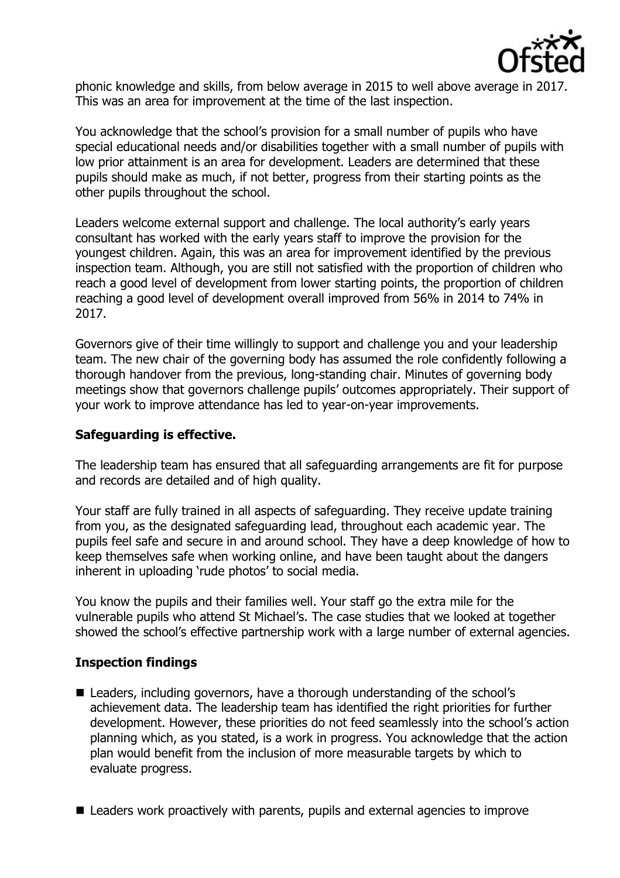phonic knowledge and skills, from below average in 2015 to well above average in 2017. This was an area for improvement at the time of the last inspection.

You acknowledge that the school's provision for a small number of pupils who have special educational needs and/or disabilities together with a small number of pupils with low prior attainment is an area for development. Leaders are determined that these pupils should make as much, if not better, progress from their starting points as the other pupils throughout the school.

Leaders welcome external support and challenge. The local authority's early years consultant has worked with the early years staff to improve the provision for the youngest children. Again, this was an area for improvement identified by the previous inspection team. Although, you are still not satisfied with the proportion of children who reach a good level of development from lower starting points, the proportion of children reaching a good level of development overall improved from 56% in 2014 to 74% in 2017.

Governors give of their time willingly to support and challenge you and your leadership team. The new chair of the governing body has assumed the role confidently following a thorough handover from the previous, long-standing chair. Minutes of governing body meetings show that governors challenge pupils' outcomes appropriately. Their support of your work to improve attendance has led to year-on-year improvements.

## Safeguarding is effective.

The leadership team has ensured that all safeguarding arrangements are fit for purpose and records are detailed and of high quality.

Your staff are fully trained in all aspects of safeguarding. They receive update training from you, as the designated safeguarding lead, throughout each academic year. The pupils feel safe and secure in and around school. They have a deep knowledge of how to keep themselves safe when working online, and have been taught about the dangers inherent in uploading 'rude photos' to social media.

You know the pupils and their families well. Your staff go the extra mile for the vulnerable pupils who attend St Michael's. The case studies that we looked at together showed the school's effective partnership work with a large number of external agencies.

## Inspection findings

- Leaders, including governors, have a thorough understanding of the school's achievement data. The leadership team has identified the right priorities for further development. However, these priorities do not feed seamlessly into the school's action planning which, as you stated, is a work in progress. You acknowledge that the action plan would benefit from the inclusion of more measurable targets by which to evaluate progress.

- Leaders work proactively with parents, pupils and external agencies to improve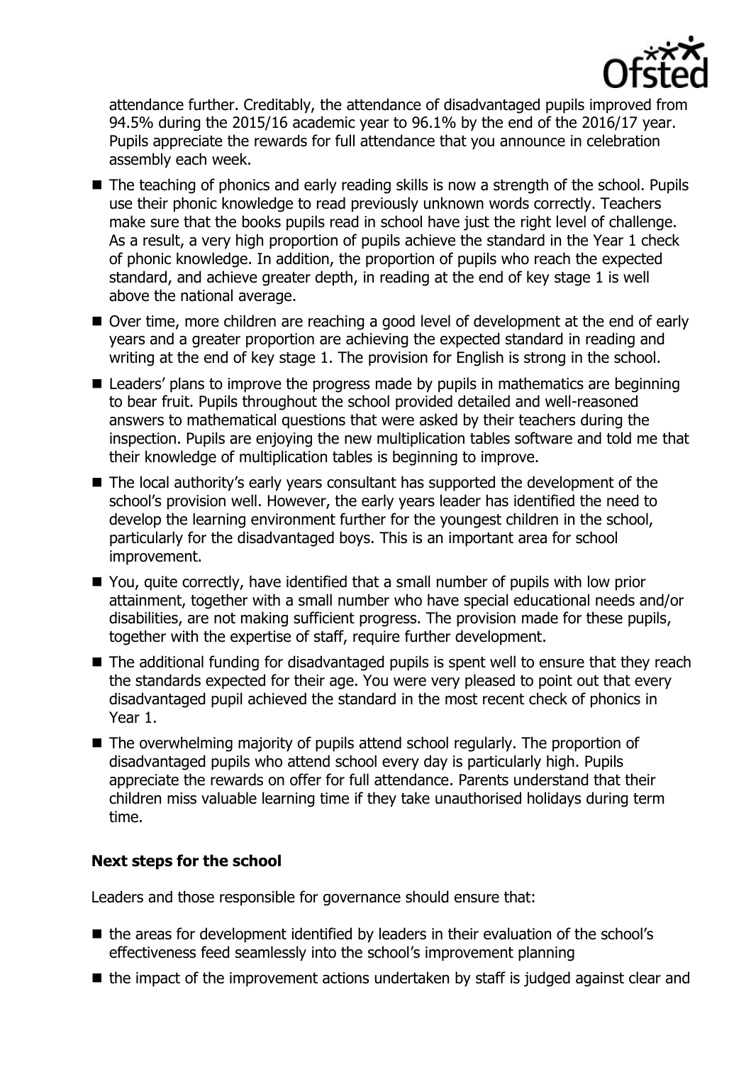attendance further. Creditably, the attendance of disadvantaged pupils improved from 94.5% during the 2015/16 academic year to 96.1% by the end of the 2016/17 year. Pupils appreciate the rewards for full attendance that you announce in celebration assembly each week.

- The teaching of phonics and early reading skills is now a strength of the school. Pupils use their phonic knowledge to read previously unknown words correctly. Teachers make sure that the books pupils read in school have just the right level of challenge. As a result, a very high proportion of pupils achieve the standard in the Year 1 check of phonic knowledge. In addition, the proportion of pupils who reach the expected standard, and achieve greater depth, in reading at the end of key stage 1 is well above the national average.
- Over time, more children are reaching a good level of development at the end of early years and a greater proportion are achieving the expected standard in reading and writing at the end of key stage 1. The provision for English is strong in the school.
- Leaders' plans to improve the progress made by pupils in mathematics are beginning to bear fruit. Pupils throughout the school provided detailed and well-reasoned answers to mathematical questions that were asked by their teachers during the inspection. Pupils are enjoying the new multiplication tables software and told me that their knowledge of multiplication tables is beginning to improve.
- The local authority's early years consultant has supported the development of the school's provision well. However, the early years leader has identified the need to develop the learning environment further for the youngest children in the school, particularly for the disadvantaged boys. This is an important area for school improvement.
- You, quite correctly, have identified that a small number of pupils with low prior attainment, together with a small number who have special educational needs and/or disabilities, are not making sufficient progress. The provision made for these pupils, together with the expertise of staff, require further development.
- The additional funding for disadvantaged pupils is spent well to ensure that they reach the standards expected for their age. You were very pleased to point out that every disadvantaged pupil achieved the standard in the most recent check of phonics in Year 1.
- The overwhelming majority of pupils attend school regularly. The proportion of disadvantaged pupils who attend school every day is particularly high. Pupils appreciate the rewards on offer for full attendance. Parents understand that their children miss valuable learning time if they take unauthorised holidays during term time.

### Next steps for the school

Leaders and those responsible for governance should ensure that:

- the areas for development identified by leaders in their evaluation of the school's effectiveness feed seamlessly into the school's improvement planning
- the impact of the improvement actions undertaken by staff is judged against clear and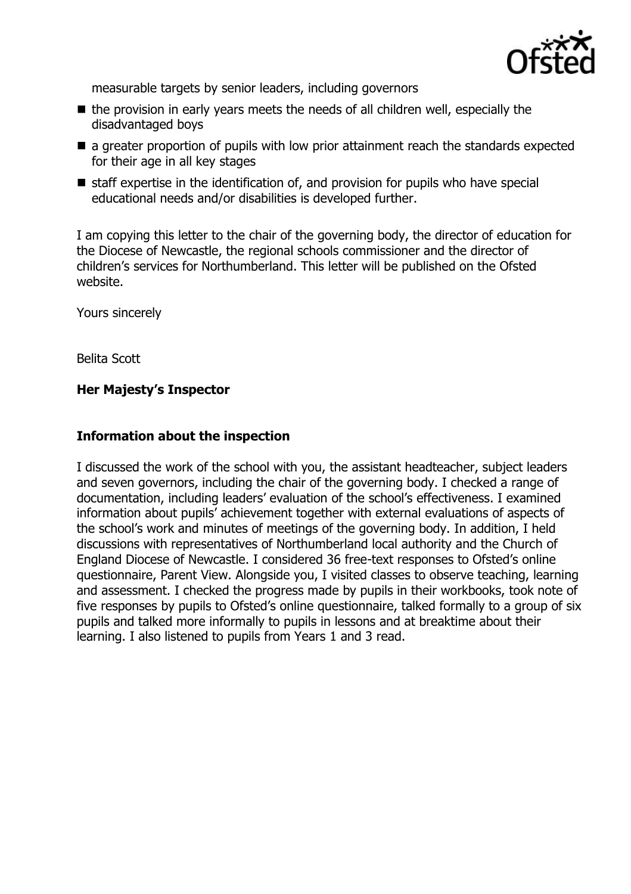measurable targets by senior leaders, including governors

- the provision in early years meets the needs of all children well, especially the disadvantaged boys
- a greater proportion of pupils with low prior attainment reach the standards expected for their age in all key stages
- staff expertise in the identification of, and provision for pupils who have special educational needs and/or disabilities is developed further.

I am copying this letter to the chair of the governing body, the director of education for the Diocese of Newcastle, the regional schools commissioner and the director of children's services for Northumberland. This letter will be published on the Ofsted website.

Yours sincerely

Belita Scott

**Her Majesty's Inspector**

### Information about the inspection

I discussed the work of the school with you, the assistant headteacher, subject leaders and seven governors, including the chair of the governing body. I checked a range of documentation, including leaders' evaluation of the school's effectiveness. I examined information about pupils' achievement together with external evaluations of aspects of the school's work and minutes of meetings of the governing body. In addition, I held discussions with representatives of Northumberland local authority and the Church of England Diocese of Newcastle. I considered 36 free-text responses to Ofsted's online questionnaire, Parent View. Alongside you, I visited classes to observe teaching, learning and assessment. I checked the progress made by pupils in their workbooks, took note of five responses by pupils to Ofsted's online questionnaire, talked formally to a group of six pupils and talked more informally to pupils in lessons and at breaktime about their learning. I also listened to pupils from Years 1 and 3 read.